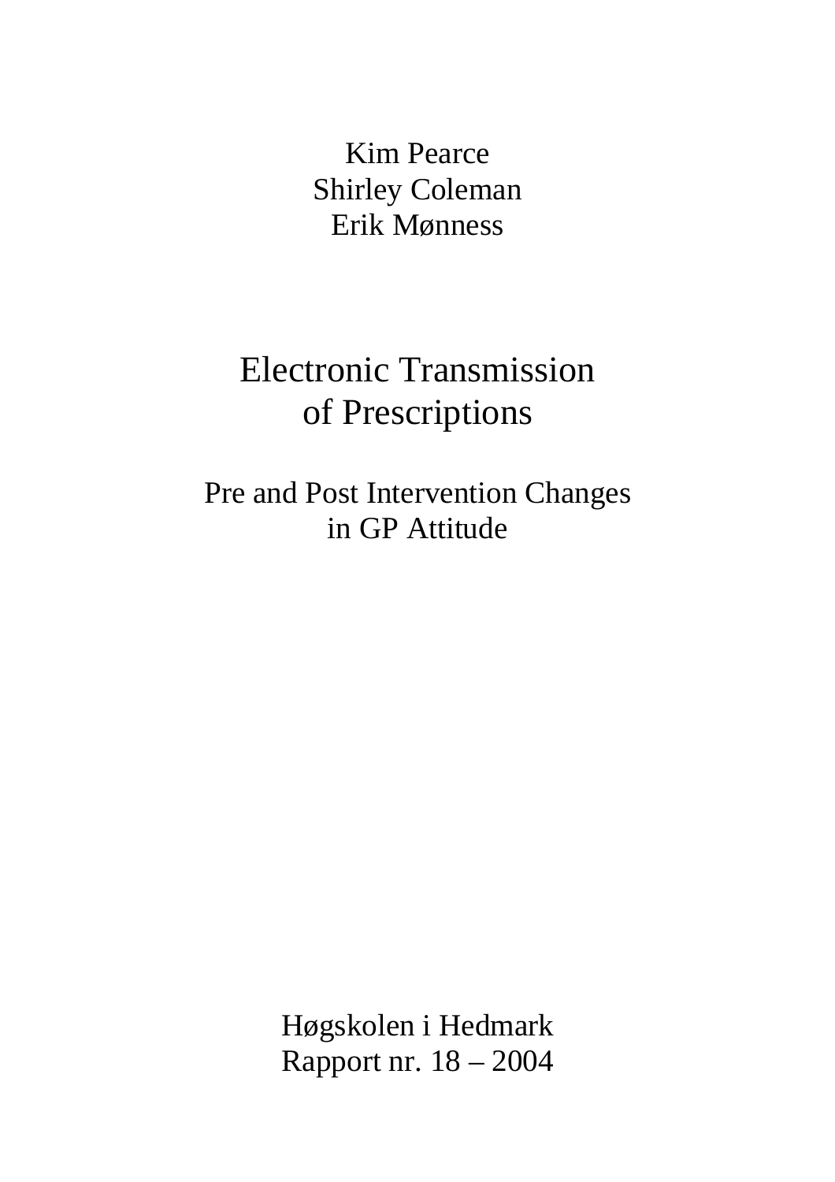Kim Pearce
Shirley Coleman
Erik Mønness

# Electronic Transmission of Prescriptions

## Pre and Post Intervention Changes in GP Attitude

Høgskolen i Hedmark
Rapport nr. 18 – 2004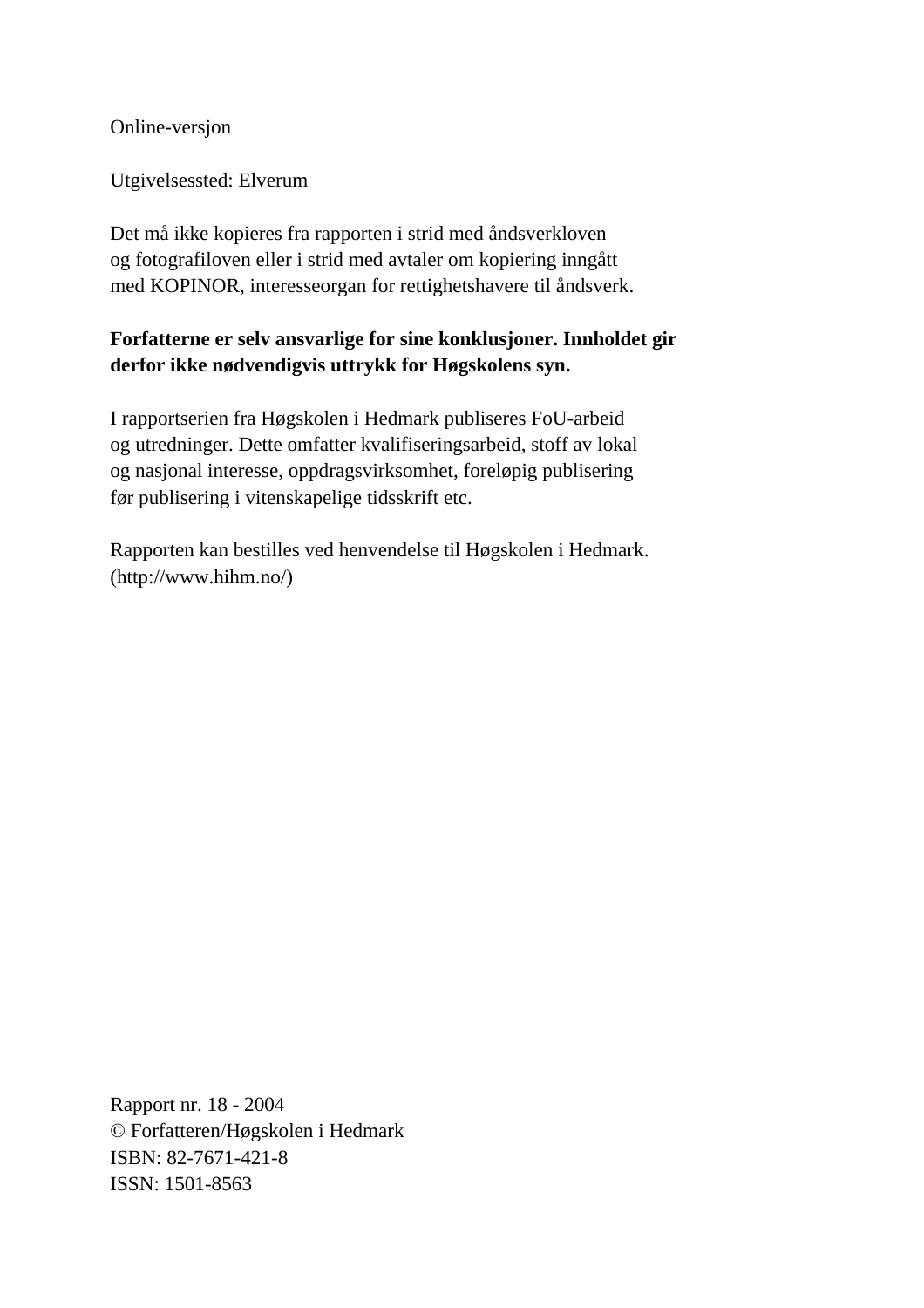Online-versjon

Utgivelsessted: Elverum

Det må ikke kopieres fra rapporten i strid med åndsverkloven
og fotografiloven eller i strid med avtaler om kopiering inngått
med KOPINOR, interesseorgan for rettighetshavere til åndsverk.

**Forfatterne er selv ansvarlige for sine konklusjoner. Innholdet gir derfor ikke nødvendigvis uttrykk for Høgskolens syn.**

I rapportserien fra Høgskolen i Hedmark publiseres FoU-arbeid
og utredninger. Dette omfatter kvalifiseringsarbeid, stoff av lokal
og nasjonal interesse, oppdragsvirksomhet, foreløpig publisering
før publisering i vitenskapelige tidsskrift etc.

Rapporten kan bestilles ved henvendelse til Høgskolen i Hedmark.
(http://www.hihm.no/)

Rapport nr. 18 - 2004
© Forfatteren/Høgskolen i Hedmark
ISBN: 82-7671-421-8
ISSN: 1501-8563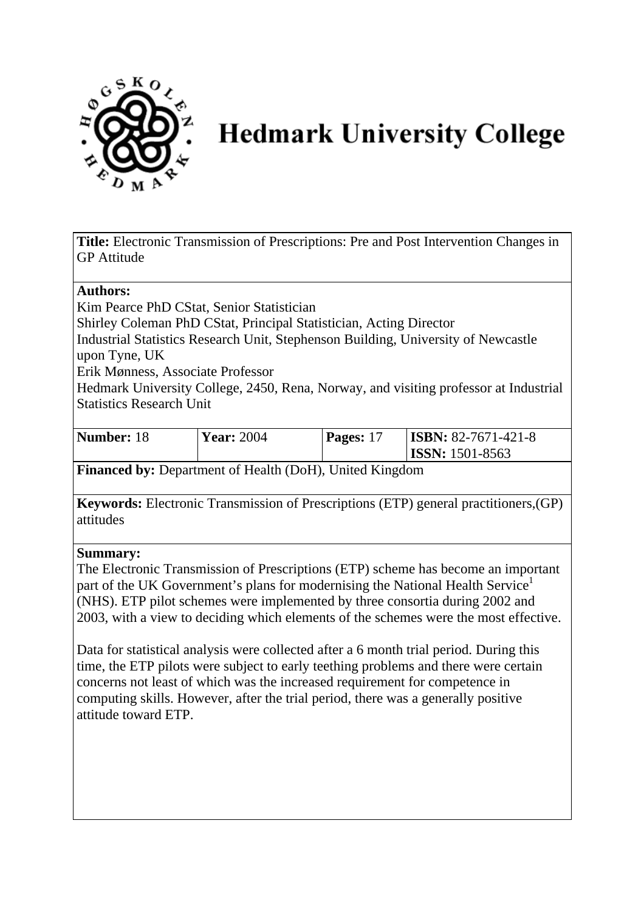# Hedmark University College

**Title:** Electronic Transmission of Prescriptions: Pre and Post Intervention Changes in GP Attitude

**Authors:**
Kim Pearce PhD CStat, Senior Statistician
Shirley Coleman PhD CStat, Principal Statistician, Acting Director
Industrial Statistics Research Unit, Stephenson Building, University of Newcastle upon Tyne, UK
Erik Mønness, Associate Professor
Hedmark University College, 2450, Rena, Norway, and visiting professor at Industrial Statistics Research Unit

| **Number:** 18 | **Year:** 2004 | **Pages:** 17 | **ISBN:** 82-7671-421-8 **ISSN:** 1501-8563 |
|---|---|---|---|

**Financed by:** Department of Health (DoH), United Kingdom

**Keywords:** Electronic Transmission of Prescriptions (ETP) general practitioners,(GP) attitudes

**Summary:**
The Electronic Transmission of Prescriptions (ETP) scheme has become an important part of the UK Government's plans for modernising the National Health Service[1] (NHS). ETP pilot schemes were implemented by three consortia during 2002 and 2003, with a view to deciding which elements of the schemes were the most effective.

Data for statistical analysis were collected after a 6 month trial period. During this time, the ETP pilots were subject to early teething problems and there were certain concerns not least of which was the increased requirement for competence in computing skills. However, after the trial period, there was a generally positive attitude toward ETP.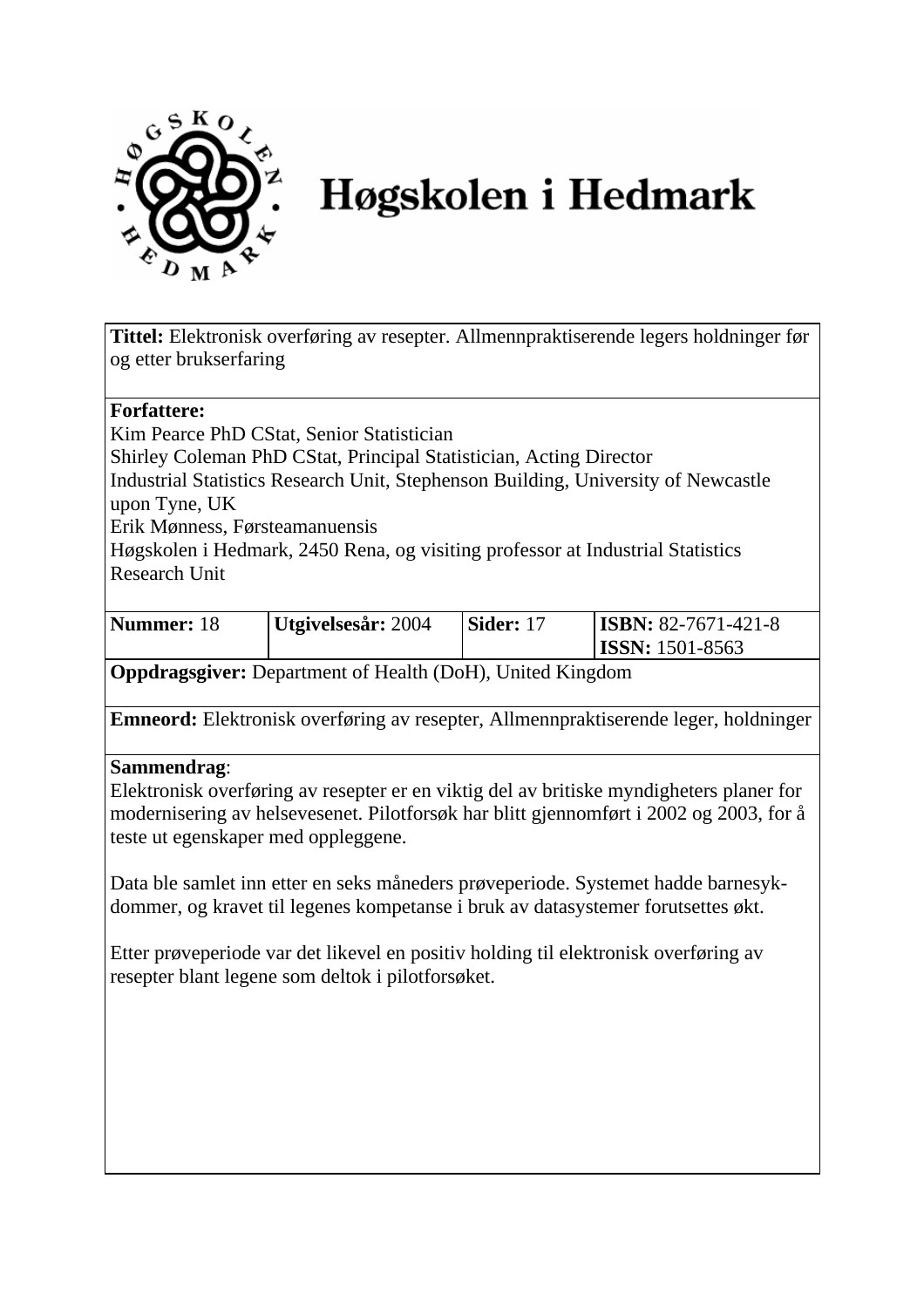# Høgskolen i Hedmark

**Tittel:** Elektronisk overføring av resepter. Allmennpraktiserende legers holdninger før og etter brukserfaring

**Forfattere:**
Kim Pearce PhD CStat, Senior Statistician
Shirley Coleman PhD CStat, Principal Statistician, Acting Director
Industrial Statistics Research Unit, Stephenson Building, University of Newcastle upon Tyne, UK
Erik Mønness, Førsteamanuensis
Høgskolen i Hedmark, 2450 Rena, og visiting professor at Industrial Statistics Research Unit

| **Nummer:** 18 | **Utgivelsesår:** 2004 | **Sider:** 17 | **ISBN:** 82-7671-421-8 **ISSN:** 1501-8563 |
|---|---|---|---|

**Oppdragsgiver:** Department of Health (DoH), United Kingdom

**Emneord:** Elektronisk overføring av resepter, Allmennpraktiserende leger, holdninger

**Sammendrag**:
Elektronisk overføring av resepter er en viktig del av britiske myndigheters planer for modernisering av helsevesenet. Pilotforsøk har blitt gjennomført i 2002 og 2003, for å teste ut egenskaper med oppleggene.

Data ble samlet inn etter en seks måneders prøveperiode. Systemet hadde barnesykdommer, og kravet til legenes kompetanse i bruk av datasystemer forutsettes økt.

Etter prøveperiode var det likevel en positiv holding til elektronisk overføring av resepter blant legene som deltok i pilotforsøket.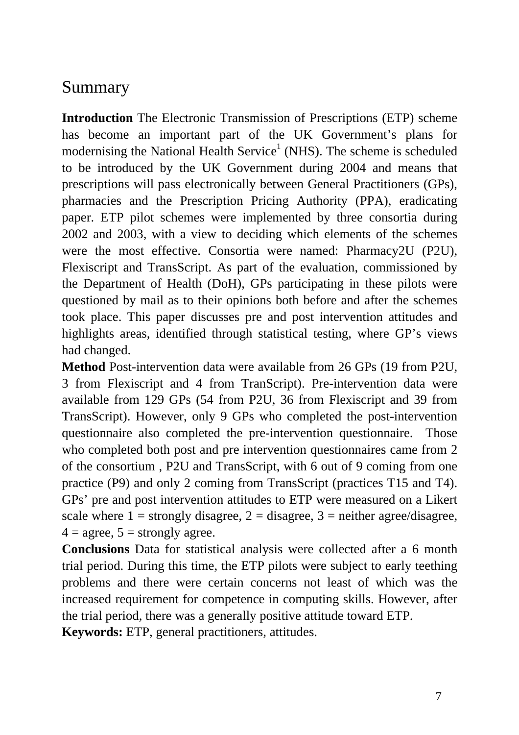# Summary

**Introduction** The Electronic Transmission of Prescriptions (ETP) scheme has become an important part of the UK Government's plans for modernising the National Health Service[1] (NHS). The scheme is scheduled to be introduced by the UK Government during 2004 and means that prescriptions will pass electronically between General Practitioners (GPs), pharmacies and the Prescription Pricing Authority (PPA), eradicating paper. ETP pilot schemes were implemented by three consortia during 2002 and 2003, with a view to deciding which elements of the schemes were the most effective. Consortia were named: Pharmacy2U (P2U), Flexiscript and TransScript. As part of the evaluation, commissioned by the Department of Health (DoH), GPs participating in these pilots were questioned by mail as to their opinions both before and after the schemes took place. This paper discusses pre and post intervention attitudes and highlights areas, identified through statistical testing, where GP's views had changed.

**Method** Post-intervention data were available from 26 GPs (19 from P2U, 3 from Flexiscript and 4 from TranScript). Pre-intervention data were available from 129 GPs (54 from P2U, 36 from Flexiscript and 39 from TransScript). However, only 9 GPs who completed the post-intervention questionnaire also completed the pre-intervention questionnaire. Those who completed both post and pre intervention questionnaires came from 2 of the consortium , P2U and TransScript, with 6 out of 9 coming from one practice (P9) and only 2 coming from TransScript (practices T15 and T4). GPs' pre and post intervention attitudes to ETP were measured on a Likert scale where 1 = strongly disagree, 2 = disagree, 3 = neither agree/disagree, 4 = agree, 5 = strongly agree.

**Conclusions** Data for statistical analysis were collected after a 6 month trial period. During this time, the ETP pilots were subject to early teething problems and there were certain concerns not least of which was the increased requirement for competence in computing skills. However, after the trial period, there was a generally positive attitude toward ETP.

**Keywords:** ETP, general practitioners, attitudes.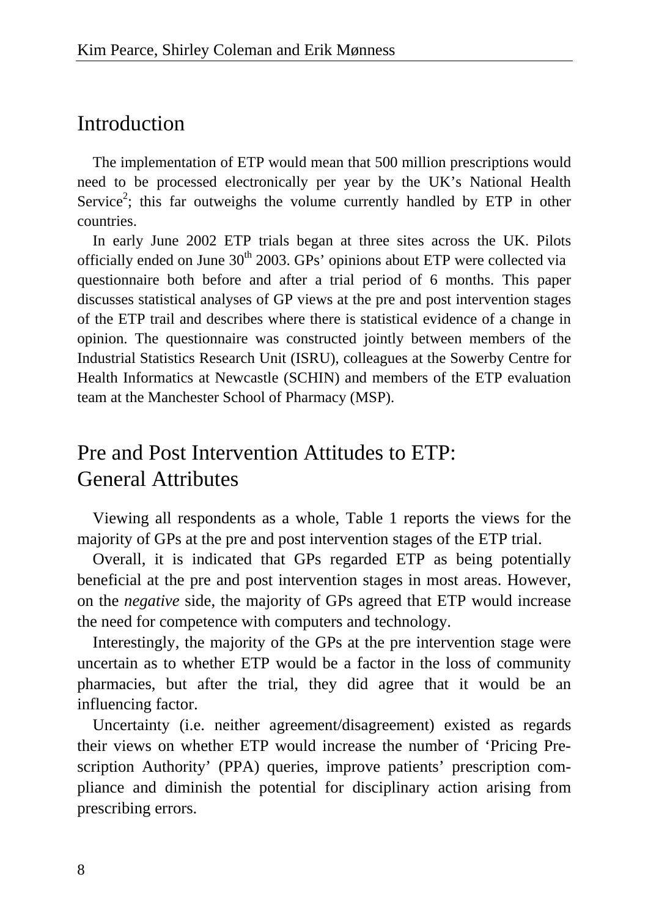## Introduction

The implementation of ETP would mean that 500 million prescriptions would need to be processed electronically per year by the UK's National Health Service[2]; this far outweighs the volume currently handled by ETP in other countries.

In early June 2002 ETP trials began at three sites across the UK. Pilots officially ended on June 30th 2003. GPs' opinions about ETP were collected via questionnaire both before and after a trial period of 6 months. This paper discusses statistical analyses of GP views at the pre and post intervention stages of the ETP trail and describes where there is statistical evidence of a change in opinion. The questionnaire was constructed jointly between members of the Industrial Statistics Research Unit (ISRU), colleagues at the Sowerby Centre for Health Informatics at Newcastle (SCHIN) and members of the ETP evaluation team at the Manchester School of Pharmacy (MSP).

## Pre and Post Intervention Attitudes to ETP: General Attributes

Viewing all respondents as a whole, Table 1 reports the views for the majority of GPs at the pre and post intervention stages of the ETP trial.

Overall, it is indicated that GPs regarded ETP as being potentially beneficial at the pre and post intervention stages in most areas. However, on the *negative* side, the majority of GPs agreed that ETP would increase the need for competence with computers and technology.

Interestingly, the majority of the GPs at the pre intervention stage were uncertain as to whether ETP would be a factor in the loss of community pharmacies, but after the trial, they did agree that it would be an influencing factor.

Uncertainty (i.e. neither agreement/disagreement) existed as regards their views on whether ETP would increase the number of 'Pricing Prescription Authority' (PPA) queries, improve patients' prescription compliance and diminish the potential for disciplinary action arising from prescribing errors.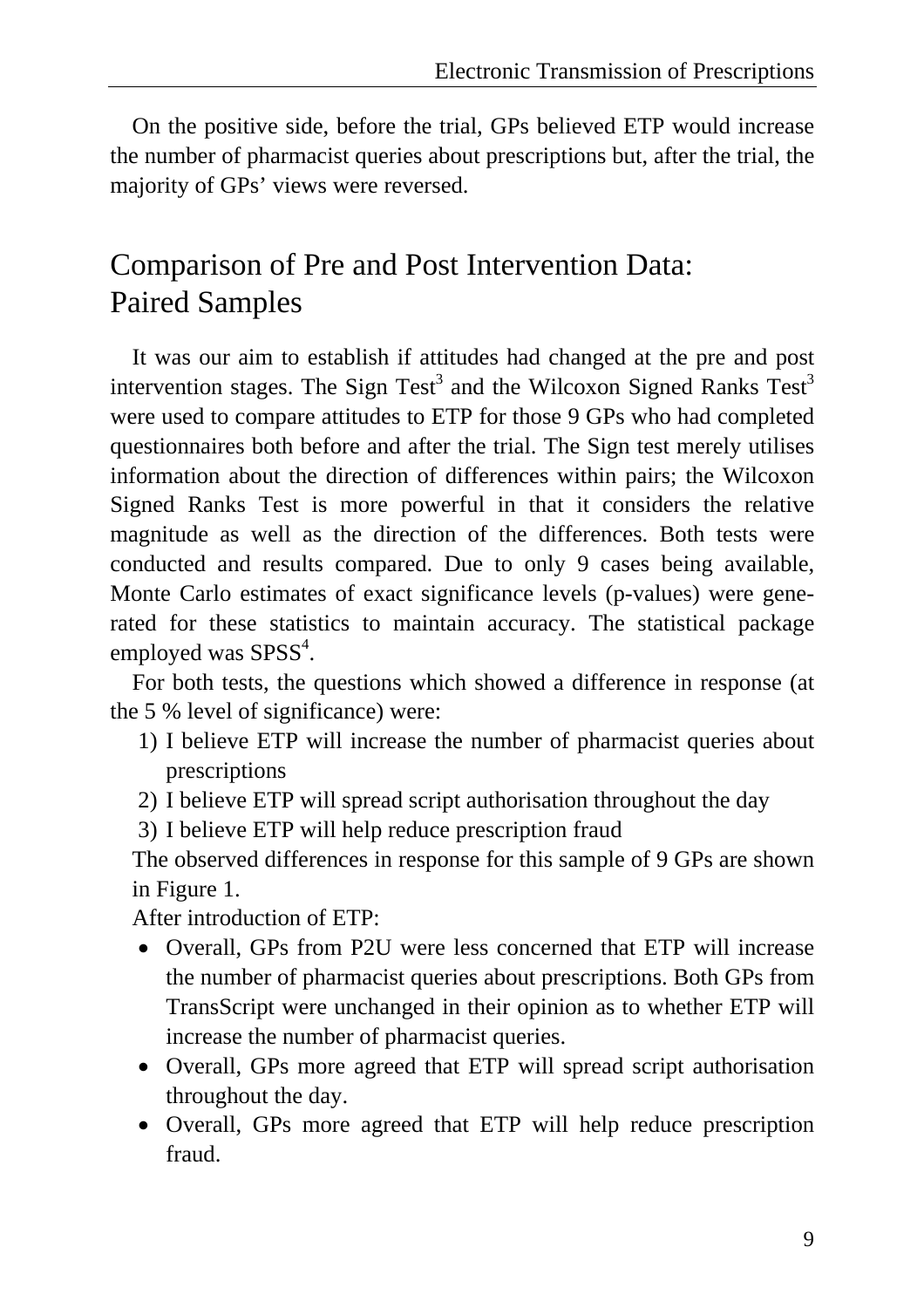On the positive side, before the trial, GPs believed ETP would increase the number of pharmacist queries about prescriptions but, after the trial, the majority of GPs' views were reversed.

## Comparison of Pre and Post Intervention Data: Paired Samples

It was our aim to establish if attitudes had changed at the pre and post intervention stages. The Sign Test[3] and the Wilcoxon Signed Ranks Test[3] were used to compare attitudes to ETP for those 9 GPs who had completed questionnaires both before and after the trial. The Sign test merely utilises information about the direction of differences within pairs; the Wilcoxon Signed Ranks Test is more powerful in that it considers the relative magnitude as well as the direction of the differences. Both tests were conducted and results compared. Due to only 9 cases being available, Monte Carlo estimates of exact significance levels (p-values) were generated for these statistics to maintain accuracy. The statistical package employed was SPSS[4].

For both tests, the questions which showed a difference in response (at the 5 % level of significance) were:

1) I believe ETP will increase the number of pharmacist queries about prescriptions
2) I believe ETP will spread script authorisation throughout the day
3) I believe ETP will help reduce prescription fraud

The observed differences in response for this sample of 9 GPs are shown in Figure 1.

After introduction of ETP:

- Overall, GPs from P2U were less concerned that ETP will increase the number of pharmacist queries about prescriptions. Both GPs from TransScript were unchanged in their opinion as to whether ETP will increase the number of pharmacist queries.
- Overall, GPs more agreed that ETP will spread script authorisation throughout the day.
- Overall, GPs more agreed that ETP will help reduce prescription fraud.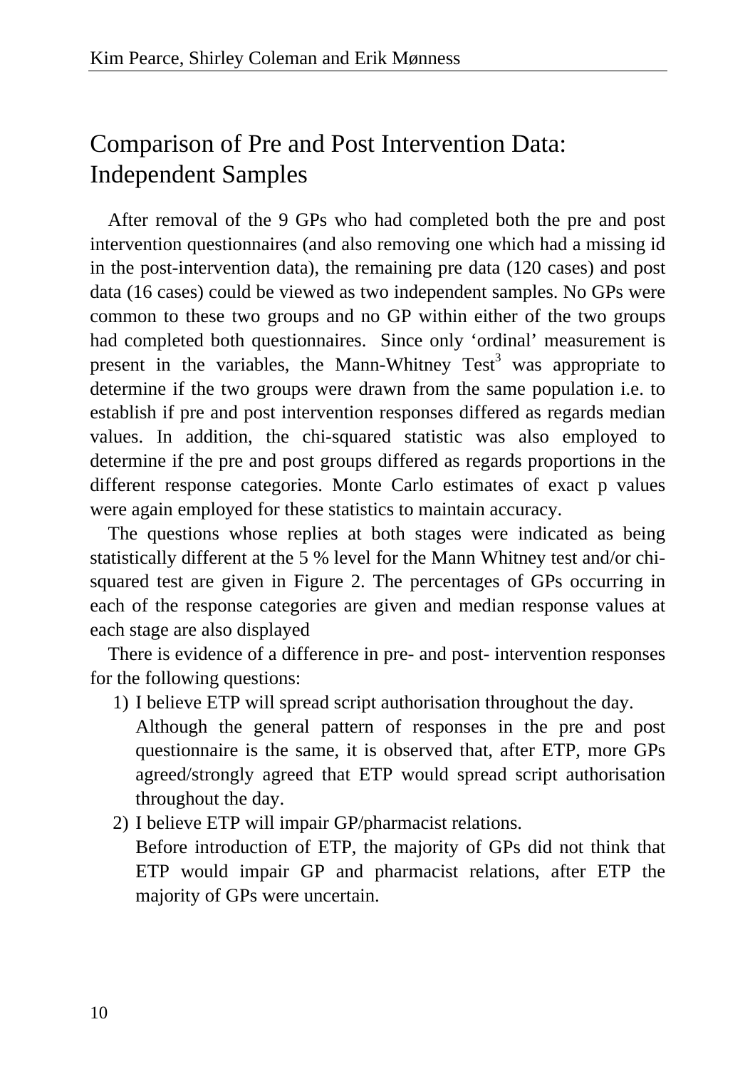## Comparison of Pre and Post Intervention Data: Independent Samples

After removal of the 9 GPs who had completed both the pre and post intervention questionnaires (and also removing one which had a missing id in the post-intervention data), the remaining pre data (120 cases) and post data (16 cases) could be viewed as two independent samples. No GPs were common to these two groups and no GP within either of the two groups had completed both questionnaires. Since only 'ordinal' measurement is present in the variables, the Mann-Whitney Test[3] was appropriate to determine if the two groups were drawn from the same population i.e. to establish if pre and post intervention responses differed as regards median values. In addition, the chi-squared statistic was also employed to determine if the pre and post groups differed as regards proportions in the different response categories. Monte Carlo estimates of exact p values were again employed for these statistics to maintain accuracy.

The questions whose replies at both stages were indicated as being statistically different at the 5 % level for the Mann Whitney test and/or chi-squared test are given in Figure 2. The percentages of GPs occurring in each of the response categories are given and median response values at each stage are also displayed

There is evidence of a difference in pre- and post- intervention responses for the following questions:

1) I believe ETP will spread script authorisation throughout the day.
   Although the general pattern of responses in the pre and post questionnaire is the same, it is observed that, after ETP, more GPs agreed/strongly agreed that ETP would spread script authorisation throughout the day.
2) I believe ETP will impair GP/pharmacist relations.
   Before introduction of ETP, the majority of GPs did not think that ETP would impair GP and pharmacist relations, after ETP the majority of GPs were uncertain.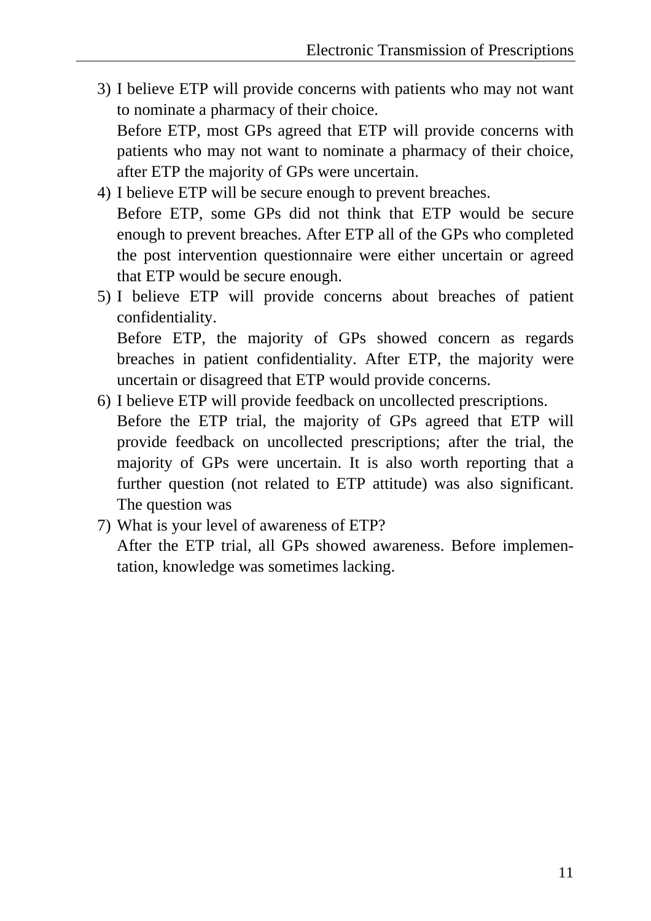3) I believe ETP will provide concerns with patients who may not want to nominate a pharmacy of their choice.

   Before ETP, most GPs agreed that ETP will provide concerns with patients who may not want to nominate a pharmacy of their choice, after ETP the majority of GPs were uncertain.

4) I believe ETP will be secure enough to prevent breaches.

   Before ETP, some GPs did not think that ETP would be secure enough to prevent breaches. After ETP all of the GPs who completed the post intervention questionnaire were either uncertain or agreed that ETP would be secure enough.

5) I believe ETP will provide concerns about breaches of patient confidentiality.

   Before ETP, the majority of GPs showed concern as regards breaches in patient confidentiality. After ETP, the majority were uncertain or disagreed that ETP would provide concerns.

6) I believe ETP will provide feedback on uncollected prescriptions.

   Before the ETP trial, the majority of GPs agreed that ETP will provide feedback on uncollected prescriptions; after the trial, the majority of GPs were uncertain. It is also worth reporting that a further question (not related to ETP attitude) was also significant. The question was

7) What is your level of awareness of ETP?

   After the ETP trial, all GPs showed awareness. Before implementation, knowledge was sometimes lacking.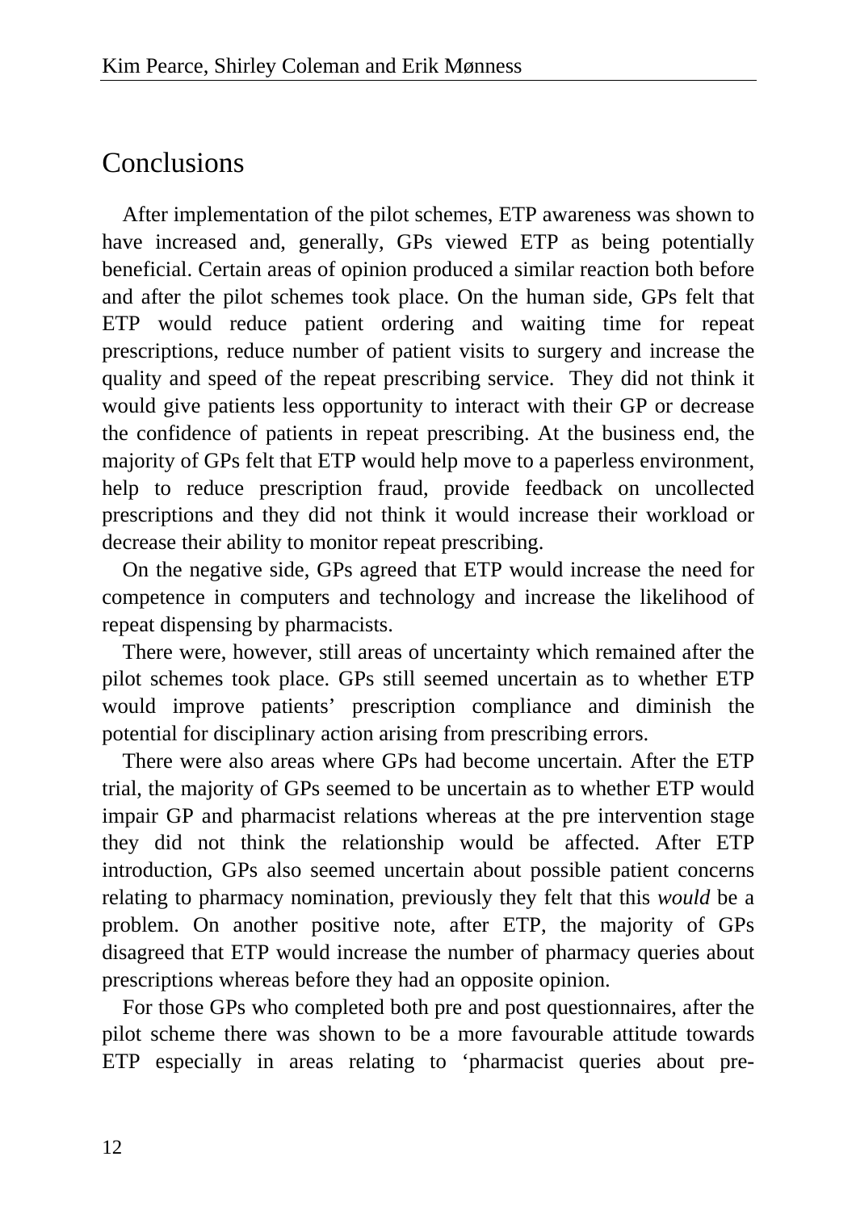## Conclusions

After implementation of the pilot schemes, ETP awareness was shown to have increased and, generally, GPs viewed ETP as being potentially beneficial. Certain areas of opinion produced a similar reaction both before and after the pilot schemes took place. On the human side, GPs felt that ETP would reduce patient ordering and waiting time for repeat prescriptions, reduce number of patient visits to surgery and increase the quality and speed of the repeat prescribing service. They did not think it would give patients less opportunity to interact with their GP or decrease the confidence of patients in repeat prescribing. At the business end, the majority of GPs felt that ETP would help move to a paperless environment, help to reduce prescription fraud, provide feedback on uncollected prescriptions and they did not think it would increase their workload or decrease their ability to monitor repeat prescribing.

On the negative side, GPs agreed that ETP would increase the need for competence in computers and technology and increase the likelihood of repeat dispensing by pharmacists.

There were, however, still areas of uncertainty which remained after the pilot schemes took place. GPs still seemed uncertain as to whether ETP would improve patients' prescription compliance and diminish the potential for disciplinary action arising from prescribing errors.

There were also areas where GPs had become uncertain. After the ETP trial, the majority of GPs seemed to be uncertain as to whether ETP would impair GP and pharmacist relations whereas at the pre intervention stage they did not think the relationship would be affected. After ETP introduction, GPs also seemed uncertain about possible patient concerns relating to pharmacy nomination, previously they felt that this *would* be a problem. On another positive note, after ETP, the majority of GPs disagreed that ETP would increase the number of pharmacy queries about prescriptions whereas before they had an opposite opinion.

For those GPs who completed both pre and post questionnaires, after the pilot scheme there was shown to be a more favourable attitude towards ETP especially in areas relating to 'pharmacist queries about pre-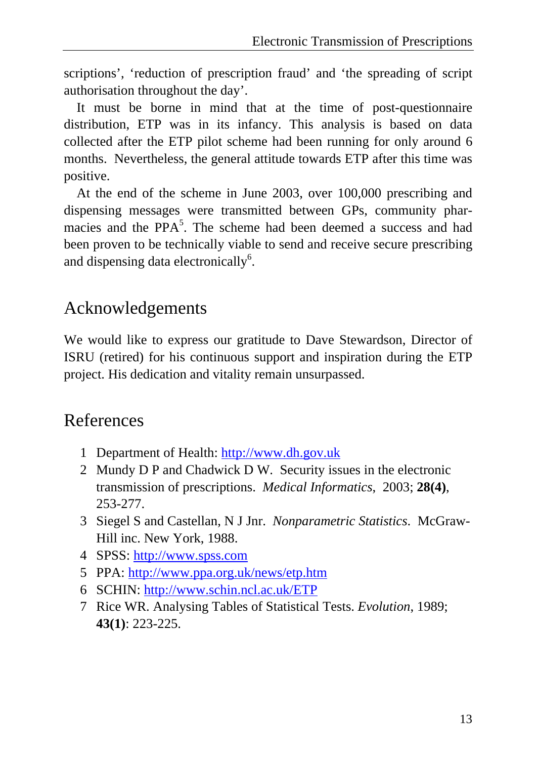scriptions', 'reduction of prescription fraud' and 'the spreading of script authorisation throughout the day'.

It must be borne in mind that at the time of post-questionnaire distribution, ETP was in its infancy. This analysis is based on data collected after the ETP pilot scheme had been running for only around 6 months. Nevertheless, the general attitude towards ETP after this time was positive.

At the end of the scheme in June 2003, over 100,000 prescribing and dispensing messages were transmitted between GPs, community pharmacies and the PPA[5]. The scheme had been deemed a success and had been proven to be technically viable to send and receive secure prescribing and dispensing data electronically[6].

## Acknowledgements

We would like to express our gratitude to Dave Stewardson, Director of ISRU (retired) for his continuous support and inspiration during the ETP project. His dedication and vitality remain unsurpassed.

## References

1. Department of Health: http://www.dh.gov.uk
2. Mundy D P and Chadwick D W. Security issues in the electronic transmission of prescriptions. *Medical Informatics*, 2003; **28(4)**, 253-277.
3. Siegel S and Castellan, N J Jnr. *Nonparametric Statistics*. McGraw-Hill inc. New York, 1988.
4. SPSS: http://www.spss.com
5. PPA: http://www.ppa.org.uk/news/etp.htm
6. SCHIN: http://www.schin.ncl.ac.uk/ETP
7. Rice WR. Analysing Tables of Statistical Tests. *Evolution*, 1989; **43(1)**: 223-225.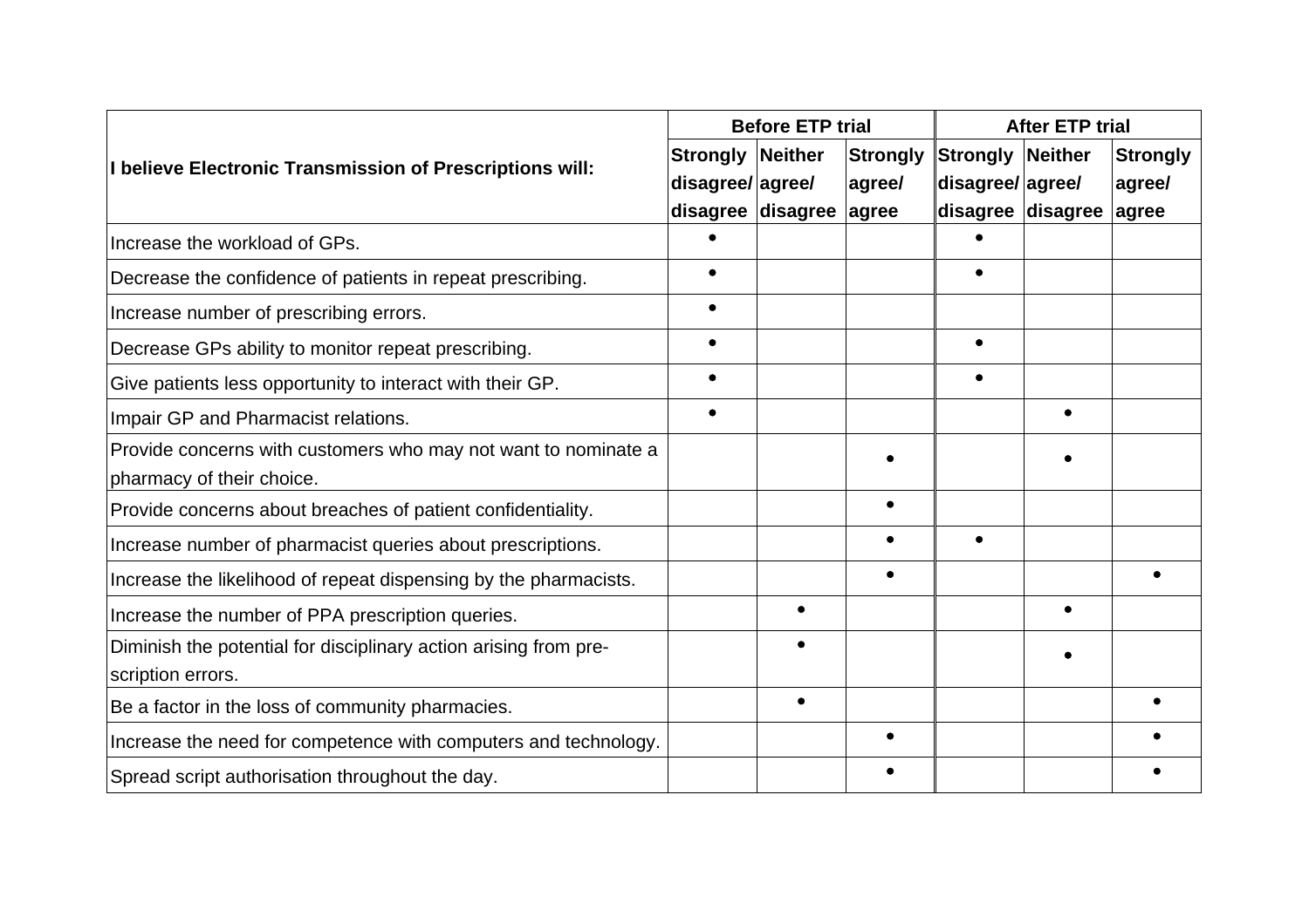| I believe Electronic Transmission of Prescriptions will: | Before ETP trial | | | After ETP trial | | |
|---|---|---|---|---|---|---|
| | Strongly disagree/ disagree | Neither agree/ disagree | Strongly agree/ agree | Strongly disagree/ disagree | Neither agree/ disagree | Strongly agree/ agree |
| Increase the workload of GPs. | • | | | • | | |
| Decrease the confidence of patients in repeat prescribing. | • | | | • | | |
| Increase number of prescribing errors. | • | | | | | |
| Decrease GPs ability to monitor repeat prescribing. | • | | | • | | |
| Give patients less opportunity to interact with their GP. | • | | | • | | |
| Impair GP and Pharmacist relations. | • | | | | • | |
| Provide concerns with customers who may not want to nominate a pharmacy of their choice. | | | • | | • | |
| Provide concerns about breaches of patient confidentiality. | | | • | | | |
| Increase number of pharmacist queries about prescriptions. | | | • | • | | |
| Increase the likelihood of repeat dispensing by the pharmacists. | | | • | | | • |
| Increase the number of PPA prescription queries. | | • | | | • | |
| Diminish the potential for disciplinary action arising from pre-scription errors. | | • | | | • | |
| Be a factor in the loss of community pharmacies. | | • | | | | • |
| Increase the need for competence with computers and technology. | | | • | | | • |
| Spread script authorisation throughout the day. | | | • | | | • |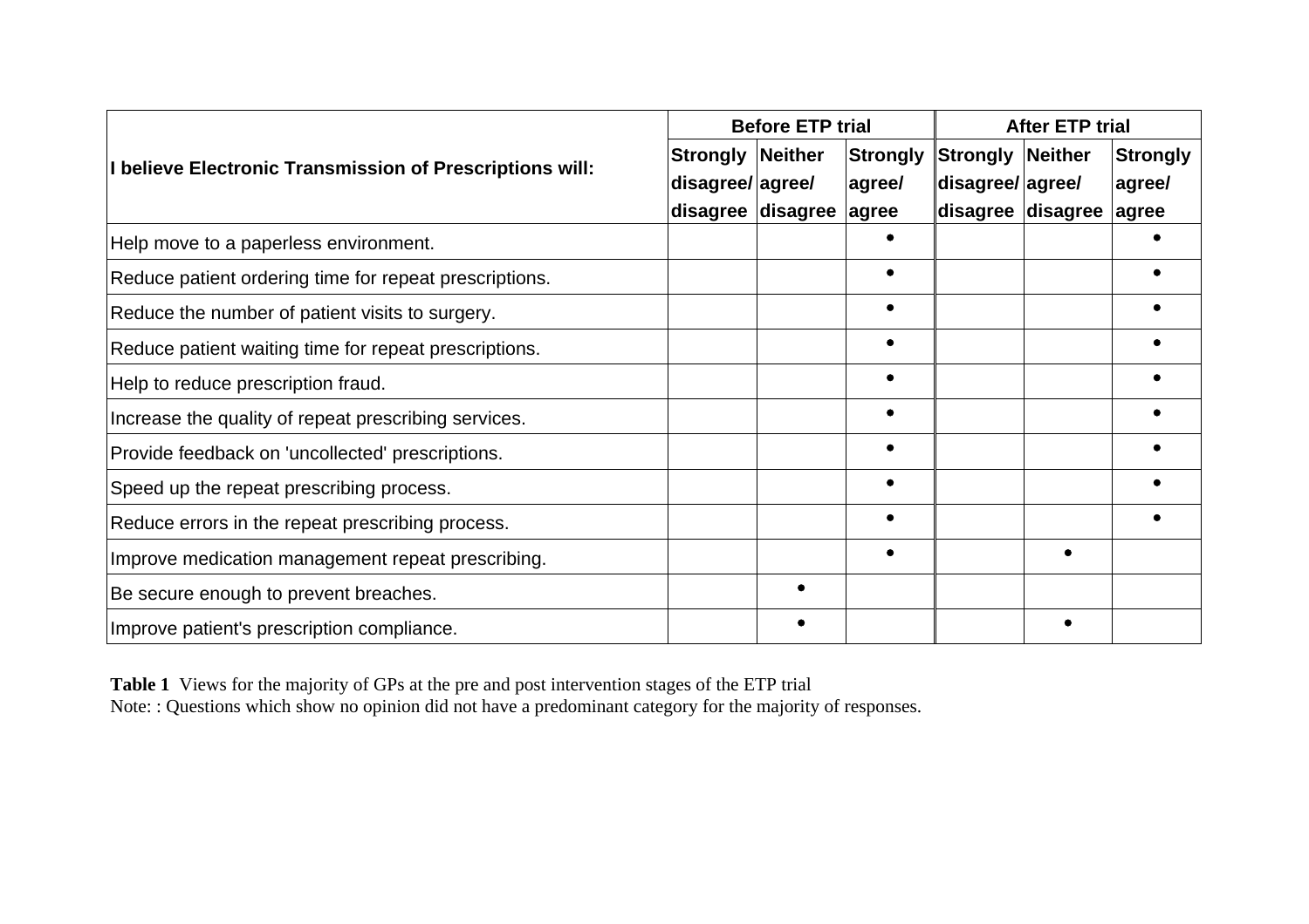| I believe Electronic Transmission of Prescriptions will: | Before ETP trial | | | After ETP trial | | |
|---|---|---|---|---|---|---|
| | Strongly disagree/ disagree | Neither agree/ disagree | Strongly agree/ agree | Strongly disagree/ disagree | Neither agree/ disagree | Strongly agree/ agree |
| Help move to a paperless environment. | | | • | | | • |
| Reduce patient ordering time for repeat prescriptions. | | | • | | | • |
| Reduce the number of patient visits to surgery. | | | • | | | • |
| Reduce patient waiting time for repeat prescriptions. | | | • | | | • |
| Help to reduce prescription fraud. | | | • | | | • |
| Increase the quality of repeat prescribing services. | | | • | | | • |
| Provide feedback on 'uncollected' prescriptions. | | | • | | | • |
| Speed up the repeat prescribing process. | | | • | | | • |
| Reduce errors in the repeat prescribing process. | | | • | | | • |
| Improve medication management repeat prescribing. | | | • | | • | |
| Be secure enough to prevent breaches. | | • | | | | |
| Improve patient's prescription compliance. | | • | | | • | |

**Table 1** Views for the majority of GPs at the pre and post intervention stages of the ETP trial
Note: : Questions which show no opinion did not have a predominant category for the majority of responses.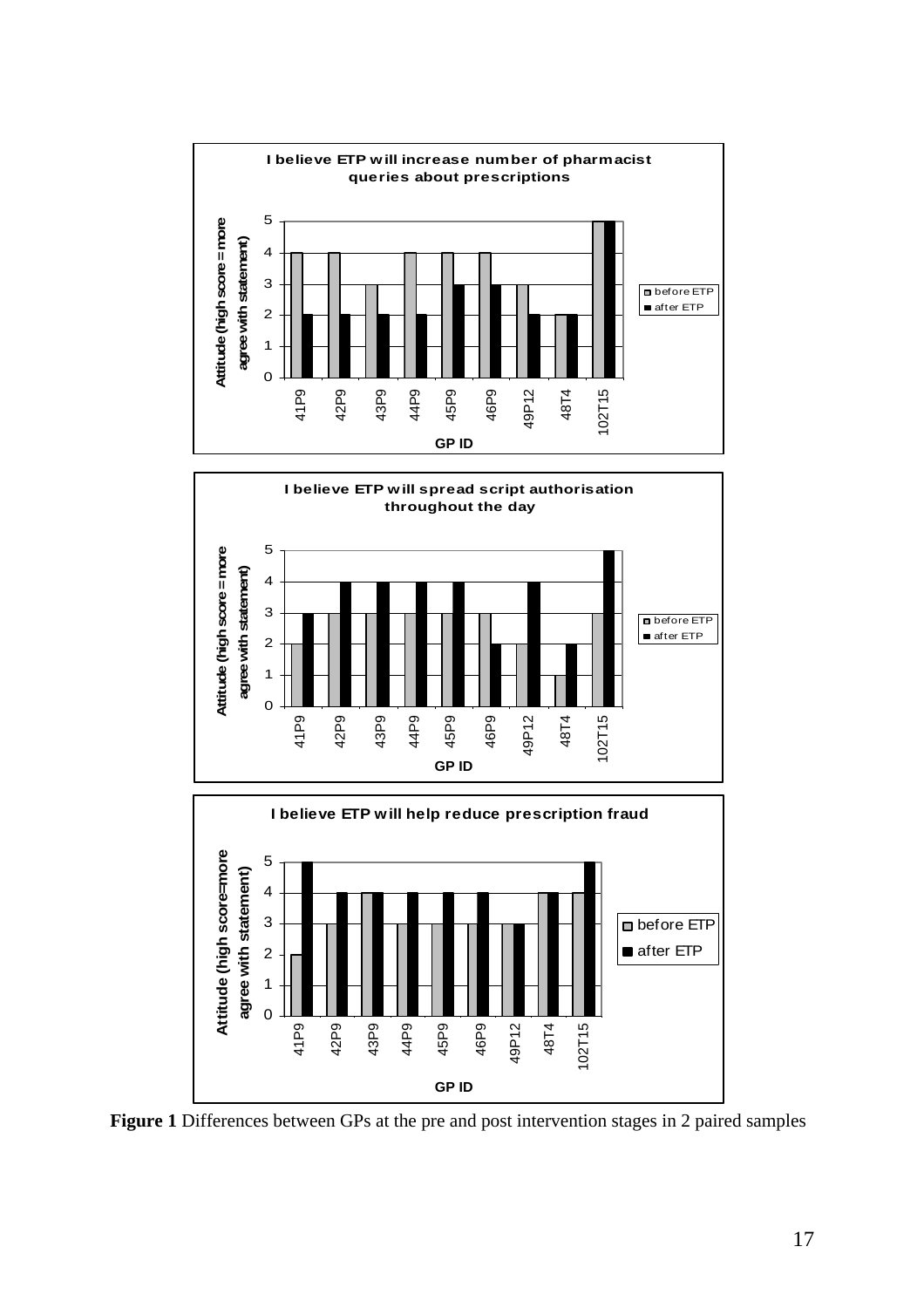**Figure 1** Differences between GPs at the pre and post intervention stages in 2 paired samples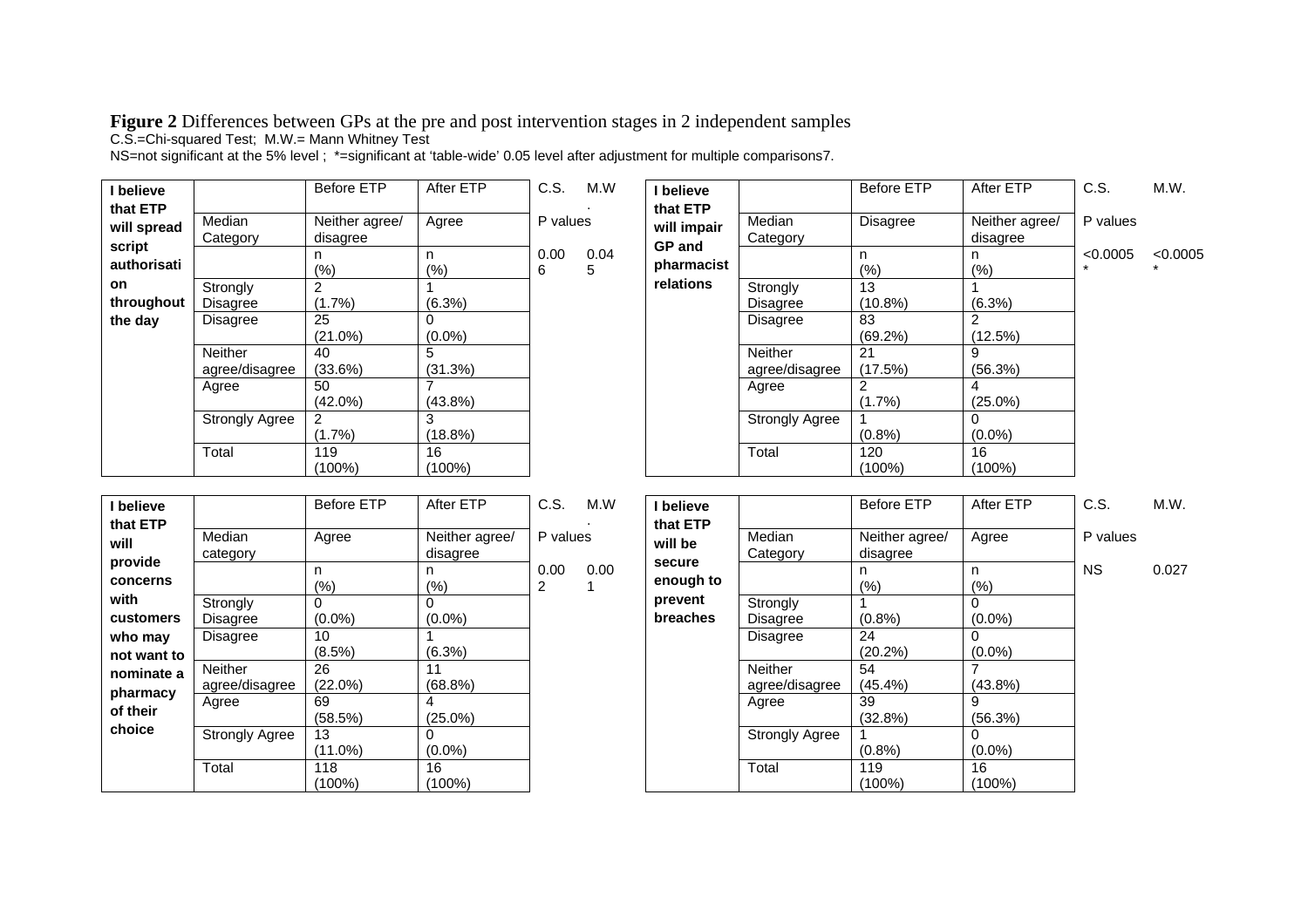**Figure 2** Differences between GPs at the pre and post intervention stages in 2 independent samples

C.S.=Chi-squared Test; M.W.= Mann Whitney Test

NS=not significant at the 5% level ; *=significant at 'table-wide' 0.05 level after adjustment for multiple comparisons7.

| I believe that ETP will spread script authorisation throughout the day | | Before ETP | After ETP | C.S. | M.W. |
|---|---|---|---|---|---|
| | Median Category | Neither agree/ disagree | Agree | P values | |
| | | n (%) | n (%) | 0.006 | 0.045 |
| | Strongly Disagree | 2 (1.7%) | 1 (6.3%) | | |
| | Disagree | 25 (21.0%) | 0 (0.0%) | | |
| | Neither agree/disagree | 40 (33.6%) | 5 (31.3%) | | |
| | Agree | 50 (42.0%) | 7 (43.8%) | | |
| | Strongly Agree | 2 (1.7%) | 3 (18.8%) | | |
| | Total | 119 (100%) | 16 (100%) | | |

| I believe that ETP will impair GP and pharmacist relations | | Before ETP | After ETP | C.S. | M.W. |
|---|---|---|---|---|---|
| | Median Category | Disagree | Neither agree/ disagree | P values | |
| | | n (%) | n (%) | <0.0005 * | <0.0005 * |
| | Strongly Disagree | 13 (10.8%) | 1 (6.3%) | | |
| | Disagree | 83 (69.2%) | 2 (12.5%) | | |
| | Neither agree/disagree | 21 (17.5%) | 9 (56.3%) | | |
| | Agree | 2 (1.7%) | 4 (25.0%) | | |
| | Strongly Agree | 1 (0.8%) | 0 (0.0%) | | |
| | Total | 120 (100%) | 16 (100%) | | |

| I believe that ETP will provide concerns with customers who may not want to nominate a pharmacy of their choice | | Before ETP | After ETP | C.S. | M.W. |
|---|---|---|---|---|---|
| | Median category | Agree | Neither agree/ disagree | P values | |
| | | n (%) | n (%) | 0.002 | 0.001 |
| | Strongly Disagree | 0 (0.0%) | 0 (0.0%) | | |
| | Disagree | 10 (8.5%) | 1 (6.3%) | | |
| | Neither agree/disagree | 26 (22.0%) | 11 (68.8%) | | |
| | Agree | 69 (58.5%) | 4 (25.0%) | | |
| | Strongly Agree | 13 (11.0%) | 0 (0.0%) | | |
| | Total | 118 (100%) | 16 (100%) | | |

| I believe that ETP will be secure enough to prevent breaches | | Before ETP | After ETP | C.S. | M.W. |
|---|---|---|---|---|---|
| | Median Category | Neither agree/ disagree | Agree | P values | |
| | | n (%) | n (%) | NS | 0.027 |
| | Strongly Disagree | 1 (0.8%) | 0 (0.0%) | | |
| | Disagree | 24 (20.2%) | 0 (0.0%) | | |
| | Neither agree/disagree | 54 (45.4%) | 7 (43.8%) | | |
| | Agree | 39 (32.8%) | 9 (56.3%) | | |
| | Strongly Agree | 1 (0.8%) | 0 (0.0%) | | |
| | Total | 119 (100%) | 16 (100%) | | |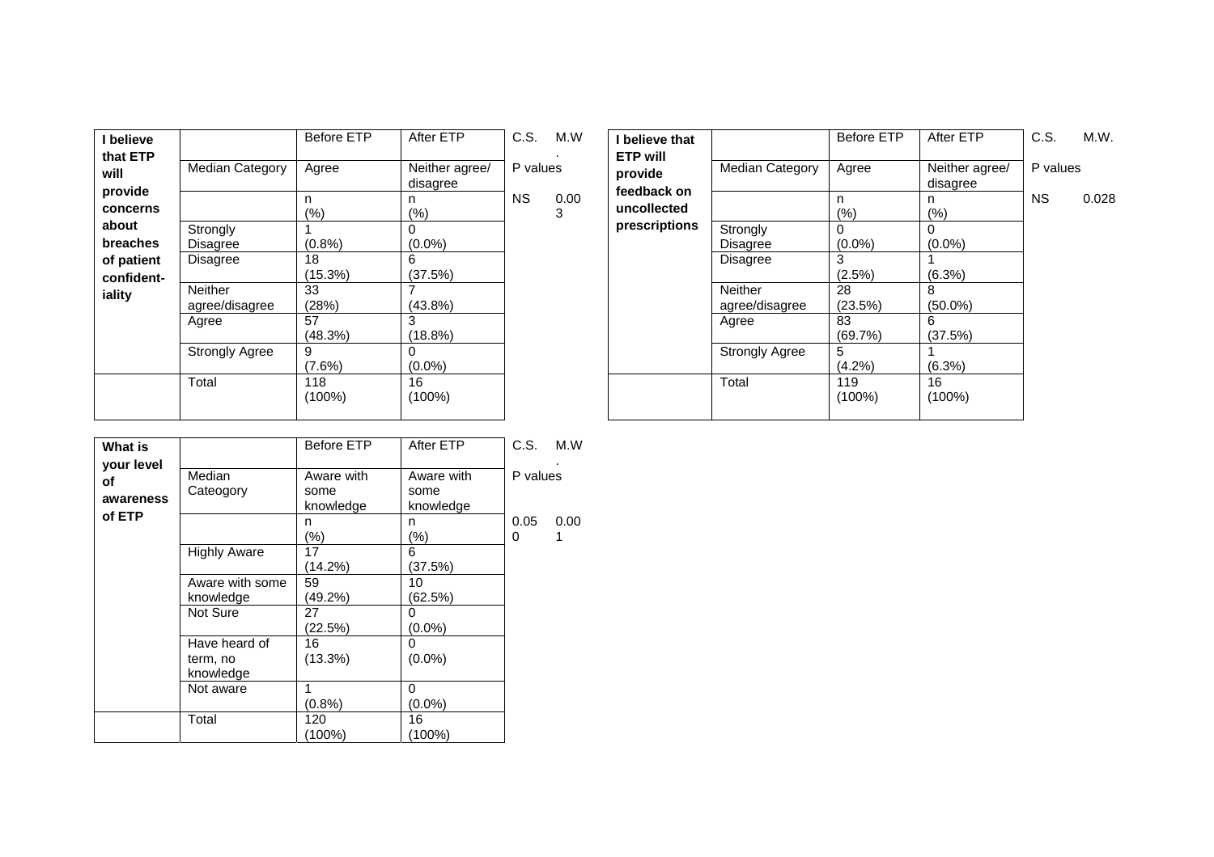| I believe that ETP will provide concerns about breaches of patient confident-iality | | Before ETP | After ETP | C.S. | M.W. |
|---|---|---|---|---|---|
| | Median Category | Agree | Neither agree/ disagree | P values | |
| | | n (%) | n (%) | NS | 0.003 |
| | Strongly Disagree | 1 (0.8%) | 0 (0.0%) | | |
| | Disagree | 18 (15.3%) | 6 (37.5%) | | |
| | Neither agree/disagree | 33 (28%) | 7 (43.8%) | | |
| | Agree | 57 (48.3%) | 3 (18.8%) | | |
| | Strongly Agree | 9 (7.6%) | 0 (0.0%) | | |
| | Total | 118 (100%) | 16 (100%) | | |

| I believe that ETP will provide feedback on uncollected prescriptions | | Before ETP | After ETP | C.S. | M.W. |
|---|---|---|---|---|---|
| | Median Category | Agree | Neither agree/ disagree | P values | |
| | | n (%) | n (%) | NS | 0.028 |
| | Strongly Disagree | 0 (0.0%) | 0 (0.0%) | | |
| | Disagree | 3 (2.5%) | 1 (6.3%) | | |
| | Neither agree/disagree | 28 (23.5%) | 8 (50.0%) | | |
| | Agree | 83 (69.7%) | 6 (37.5%) | | |
| | Strongly Agree | 5 (4.2%) | 1 (6.3%) | | |
| | Total | 119 (100%) | 16 (100%) | | |

| What is your level of awareness of ETP | | Before ETP | After ETP | C.S. | M.W. |
|---|---|---|---|---|---|
| | Median Cateogory | Aware with some knowledge | Aware with some knowledge | P values | |
| | | n (%) | n (%) | 0.050 | 0.001 |
| | Highly Aware | 17 (14.2%) | 6 (37.5%) | | |
| | Aware with some knowledge | 59 (49.2%) | 10 (62.5%) | | |
| | Not Sure | 27 (22.5%) | 0 (0.0%) | | |
| | Have heard of term, no knowledge | 16 (13.3%) | 0 (0.0%) | | |
| | Not aware | 1 (0.8%) | 0 (0.0%) | | |
| | Total | 120 (100%) | 16 (100%) | | |